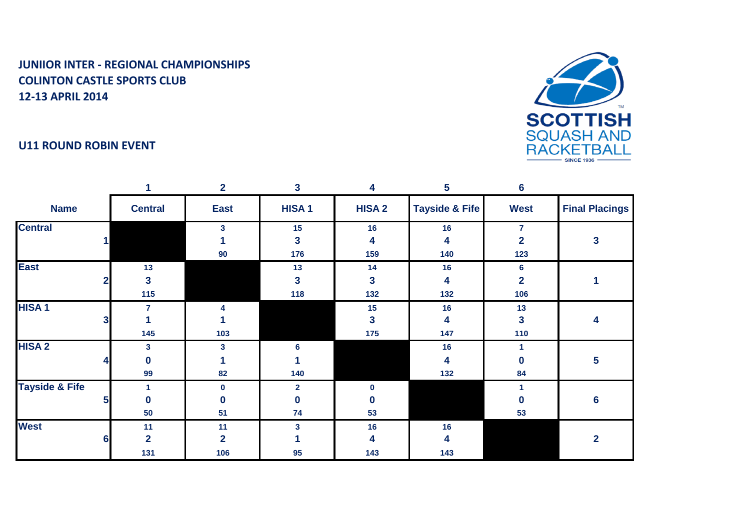**JUNIIOR INTER - REGIONAL CHAMPIONSHIPS**
**COLINTON CASTLE SPORTS CLUB**
**12-13 APRIL 2014**

SCOTTISH SQUASH AND RACKETBALL
SINCE 1936

**U11 ROUND ROBIN EVENT**

| | 1 | 2 | 3 | 4 | 5 | 6 | |
|---|---|---|---|---|---|---|---|
| **Name** | **Central** | **East** | **HISA 1** | **HISA 2** | **Tayside & Fife** | **West** | **Final Placings** |
| **Central** 1 | | 3<br>1<br>90 | 15<br>3<br>176 | 16<br>4<br>159 | 16<br>4<br>140 | 7<br>2<br>123 | 3 |
| **East** 2 | 13<br>3<br>115 | | 13<br>3<br>118 | 14<br>3<br>132 | 16<br>4<br>132 | 6<br>2<br>106 | 1 |
| **HISA 1** 3 | 7<br>1<br>145 | 4<br>1<br>103 | | 15<br>3<br>175 | 16<br>4<br>147 | 13<br>3<br>110 | 4 |
| **HISA 2** 4 | 3<br>0<br>99 | 3<br>1<br>82 | 6<br>1<br>140 | | 16<br>4<br>132 | 1<br>0<br>84 | 5 |
| **Tayside & Fife** 5 | 1<br>0<br>50 | 0<br>0<br>51 | 2<br>0<br>74 | 0<br>0<br>53 | | 1<br>0<br>53 | 6 |
| **West** 6 | 11<br>2<br>131 | 11<br>2<br>106 | 3<br>1<br>95 | 16<br>4<br>143 | 16<br>4<br>143 | | 2 |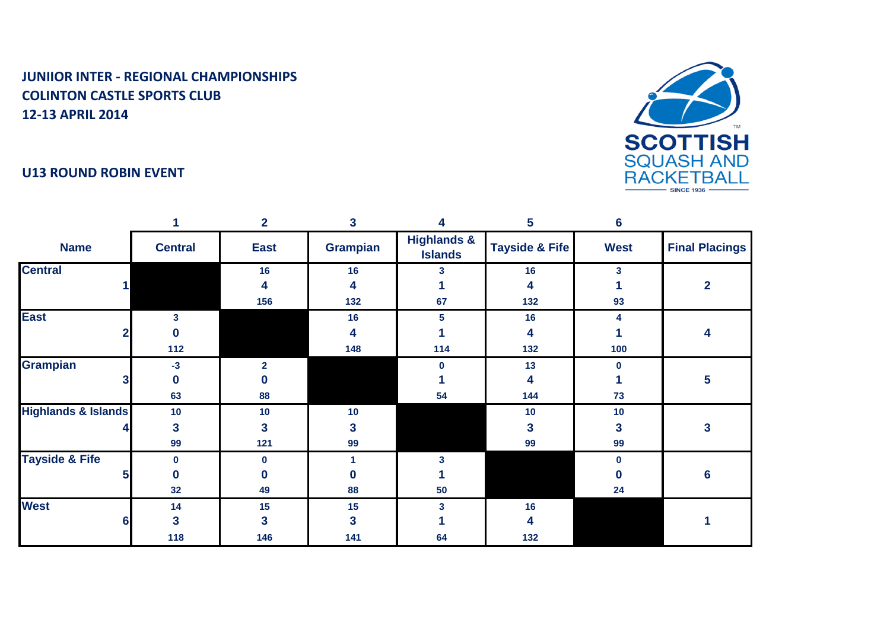**JUNIIOR INTER - REGIONAL CHAMPIONSHIPS**
**COLINTON CASTLE SPORTS CLUB**
**12-13 APRIL 2014**

**U13 ROUND ROBIN EVENT**

| | 1 | 2 | 3 | 4 | 5 | 6 | |
|---|---|---|---|---|---|---|---|
| **Name** | **Central** | **East** | **Grampian** | **Highlands & Islands** | **Tayside & Fife** | **West** | **Final Placings** |
| **Central** 1 | | 16<br>4<br>156 | 16<br>4<br>132 | 3<br>1<br>67 | 16<br>4<br>132 | 3<br>1<br>93 | 2 |
| **East** 2 | 3<br>0<br>112 | | 16<br>4<br>148 | 5<br>1<br>114 | 16<br>4<br>132 | 4<br>1<br>100 | 4 |
| **Grampian** 3 | -3<br>0<br>63 | 2<br>0<br>88 | | 0<br>1<br>54 | 13<br>4<br>144 | 0<br>1<br>73 | 5 |
| **Highlands & Islands** 4 | 10<br>3<br>99 | 10<br>3<br>121 | 10<br>3<br>99 | | 10<br>3<br>99 | 10<br>3<br>99 | 3 |
| **Tayside & Fife** 5 | 0<br>0<br>32 | 0<br>0<br>49 | 1<br>0<br>88 | 3<br>1<br>50 | | 0<br>0<br>24 | 6 |
| **West** 6 | 14<br>3<br>118 | 15<br>3<br>146 | 15<br>3<br>141 | 3<br>1<br>64 | 16<br>4<br>132 | | 1 |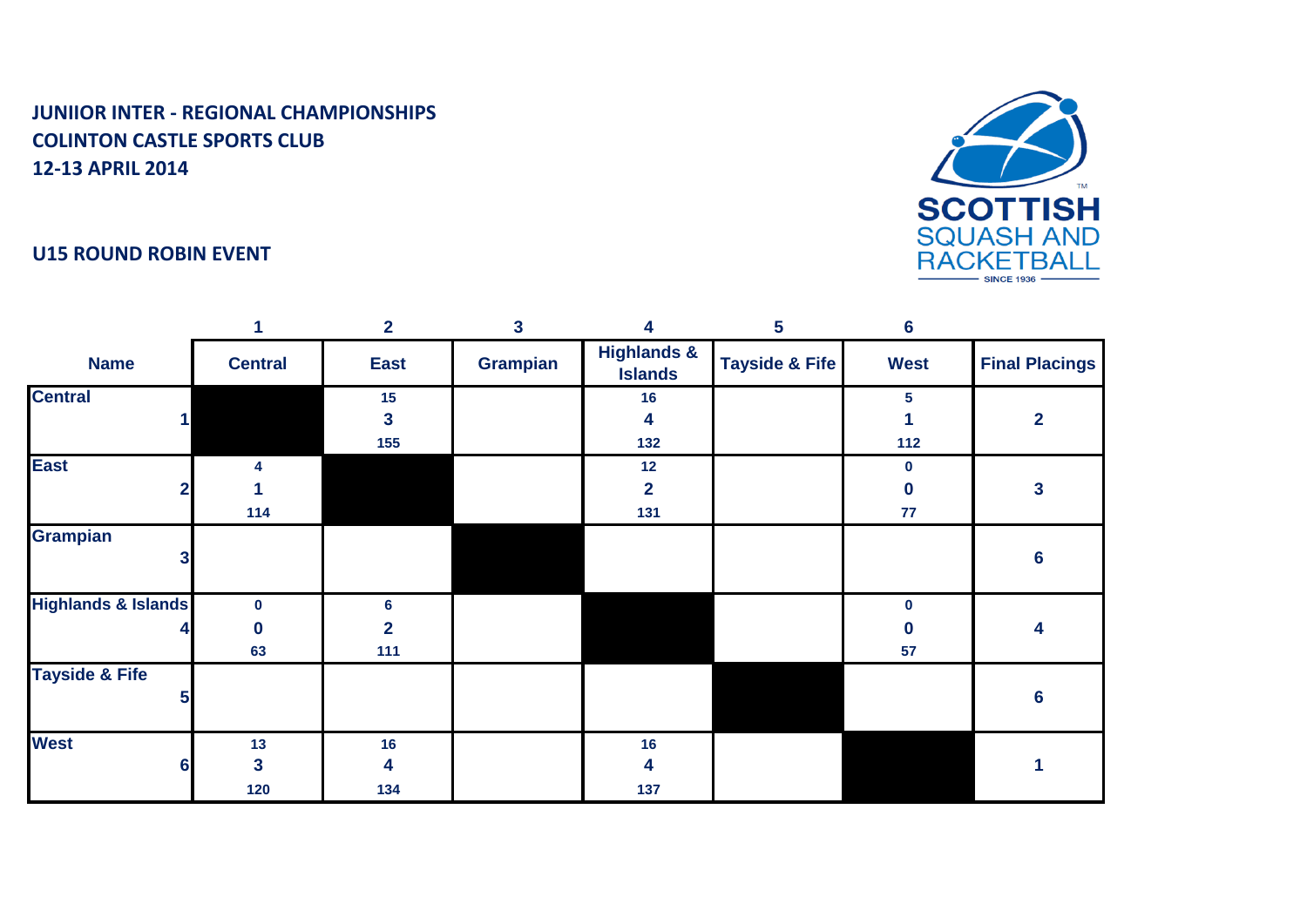**JUNIIOR INTER - REGIONAL CHAMPIONSHIPS**
**COLINTON CASTLE SPORTS CLUB**
**12-13 APRIL 2014**

**U15 ROUND ROBIN EVENT**

| | 1 | 2 | 3 | 4 | 5 | 6 | |
|---|---|---|---|---|---|---|---|
| **Name** | **Central** | **East** | **Grampian** | **Highlands & Islands** | **Tayside & Fife** | **West** | **Final Placings** |
| **Central** 1 | | 15<br>3<br>155 | | 16<br>4<br>132 | | 5<br>1<br>112 | 2 |
| **East** 2 | 4<br>1<br>114 | | | 12<br>2<br>131 | | 0<br>0<br>77 | 3 |
| **Grampian** 3 | | | | | | | 6 |
| **Highlands & Islands** 4 | 0<br>0<br>63 | 6<br>2<br>111 | | | | 0<br>0<br>57 | 4 |
| **Tayside & Fife** 5 | | | | | | | 6 |
| **West** 6 | 13<br>3<br>120 | 16<br>4<br>134 | | 16<br>4<br>137 | | | 1 |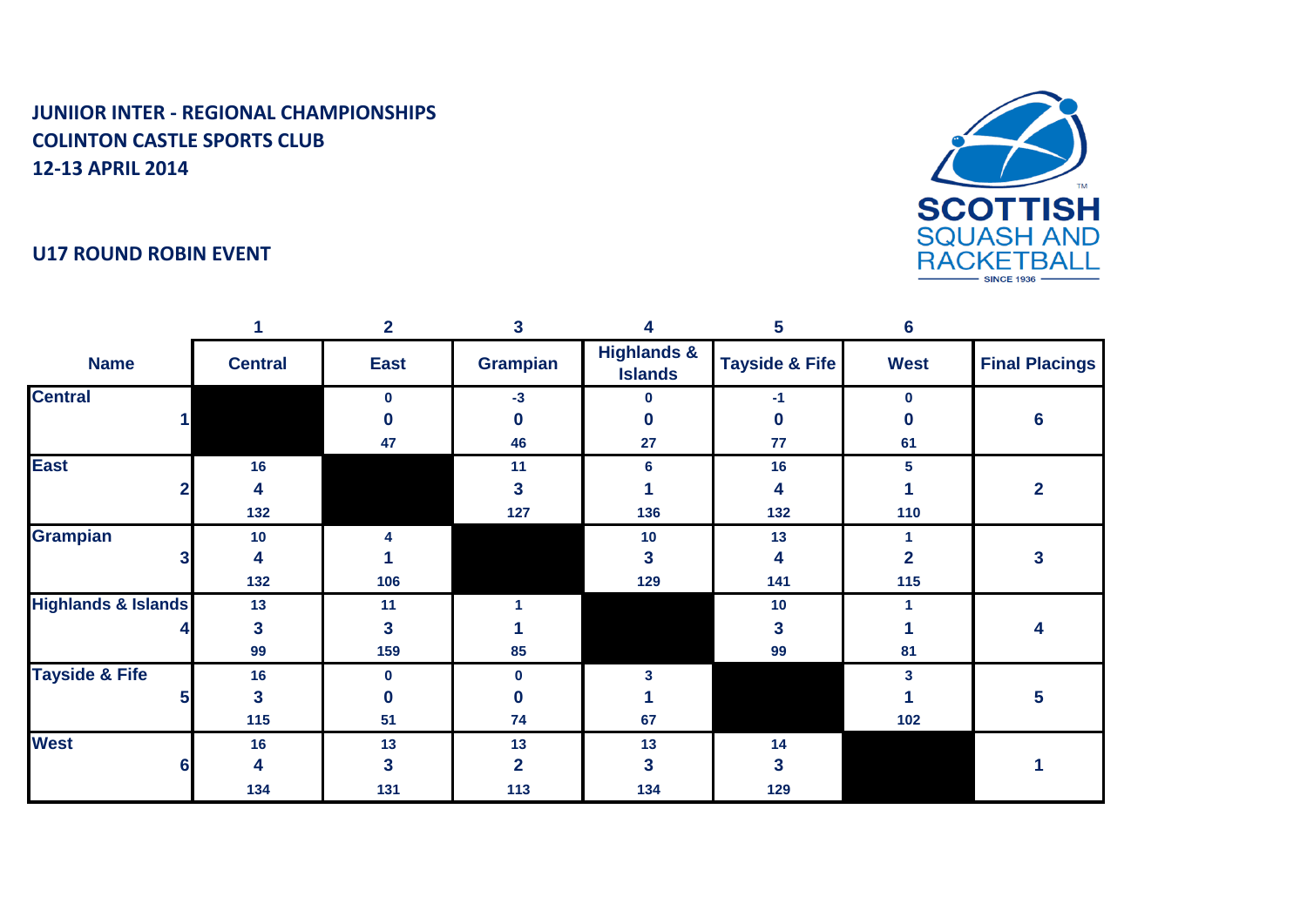**JUNIIOR INTER - REGIONAL CHAMPIONSHIPS**
**COLINTON CASTLE SPORTS CLUB**
**12-13 APRIL 2014**

SCOTTISH SQUASH AND RACKETBALL SINCE 1936

**U17 ROUND ROBIN EVENT**

| | 1 | 2 | 3 | 4 | 5 | 6 | |
|---|---|---|---|---|---|---|---|
| **Name** | **Central** | **East** | **Grampian** | **Highlands & Islands** | **Tayside & Fife** | **West** | **Final Placings** |
| **Central** 1 | | 0<br>0<br>47 | -3<br>0<br>46 | 0<br>0<br>27 | -1<br>0<br>77 | 0<br>0<br>61 | 6 |
| **East** 2 | 16<br>4<br>132 | | 11<br>3<br>127 | 6<br>1<br>136 | 16<br>4<br>132 | 5<br>1<br>110 | 2 |
| **Grampian** 3 | 10<br>4<br>132 | 4<br>1<br>106 | | 10<br>3<br>129 | 13<br>4<br>141 | 1<br>2<br>115 | 3 |
| **Highlands & Islands** 4 | 13<br>3<br>99 | 11<br>3<br>159 | 1<br>1<br>85 | | 10<br>3<br>99 | 1<br>1<br>81 | 4 |
| **Tayside & Fife** 5 | 16<br>3<br>115 | 0<br>0<br>51 | 0<br>0<br>74 | 3<br>1<br>67 | | 3<br>1<br>102 | 5 |
| **West** 6 | 16<br>4<br>134 | 13<br>3<br>131 | 13<br>2<br>113 | 13<br>3<br>134 | 14<br>3<br>129 | | 1 |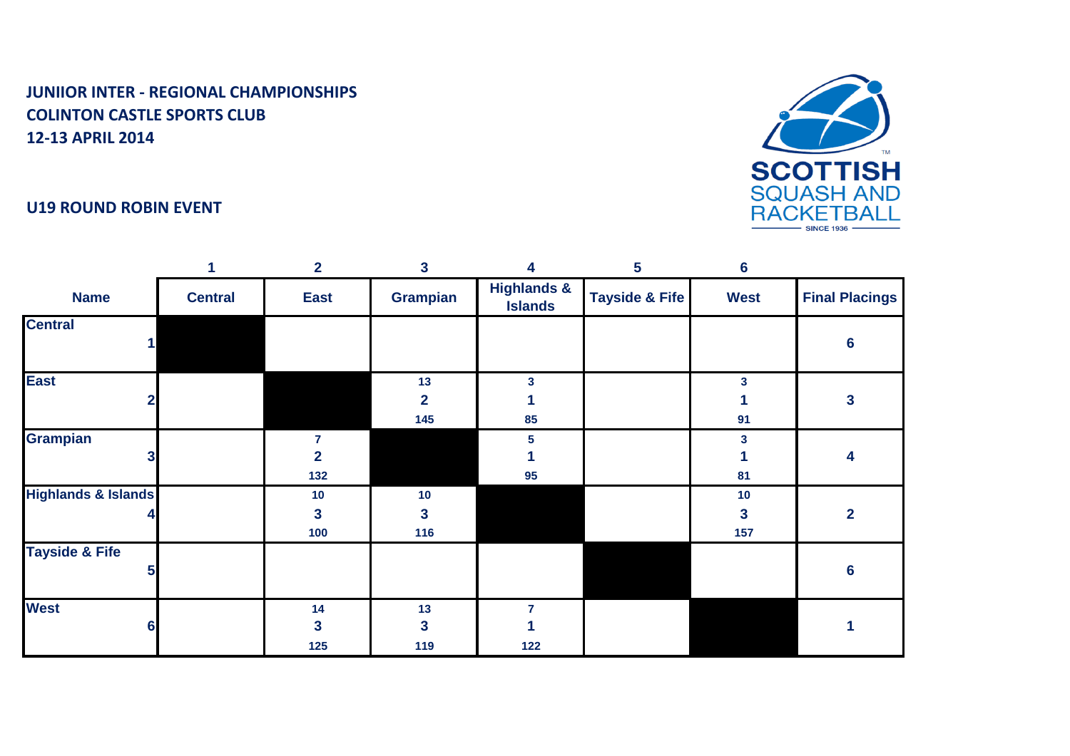**JUNIIOR INTER - REGIONAL CHAMPIONSHIPS**
**COLINTON CASTLE SPORTS CLUB**
**12-13 APRIL 2014**

**U19 ROUND ROBIN EVENT**

| | 1 | 2 | 3 | 4 | 5 | 6 | |
|---|---|---|---|---|---|---|---|
| **Name** | **Central** | **East** | **Grampian** | **Highlands & Islands** | **Tayside & Fife** | **West** | **Final Placings** |
| **Central** 1 | | | | | | | 6 |
| **East** 2 | | | 13 2 145 | 3 1 85 | | 3 1 91 | 3 |
| **Grampian** 3 | | 7 2 132 | | 5 1 95 | | 3 1 81 | 4 |
| **Highlands & Islands** 4 | | 10 3 100 | 10 3 116 | | | 10 3 157 | 2 |
| **Tayside & Fife** 5 | | | | | | | 6 |
| **West** 6 | | 14 3 125 | 13 3 119 | 7 1 122 | | | 1 |